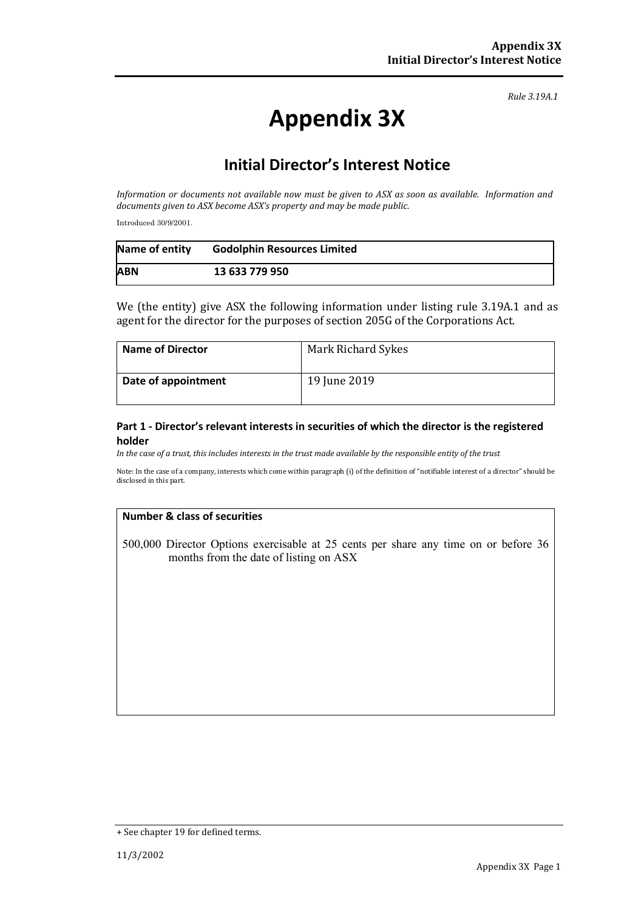*Rule 3.19A.1*

# Appendix 3X

## Initial Director's Interest Notice

*Information or documents not available now must be given to ASX as soon as available. Information and documents given to ASX become ASX's property and may be made public.*

Introduced 30/9/2001.

| **Name of entity** | **Godolphin Resources Limited** |
|---|---|
| **ABN** | **13 633 779 950** |

We (the entity) give ASX the following information under listing rule 3.19A.1 and as agent for the director for the purposes of section 205G of the Corporations Act.

| **Name of Director** | Mark Richard Sykes |
|---|---|
| **Date of appointment** | 19 June 2019 |

### Part 1 - Director's relevant interests in securities of which the director is the registered holder

*In the case of a trust, this includes interests in the trust made available by the responsible entity of the trust*

Note: In the case of a company, interests which come within paragraph (i) of the definition of "notifiable interest of a director" should be disclosed in this part.

| **Number & class of securities** |
|---|
| 500,000 Director Options exercisable at 25 cents per share any time on or before 36 months from the date of listing on ASX |

+ See chapter 19 for defined terms.

11/3/2002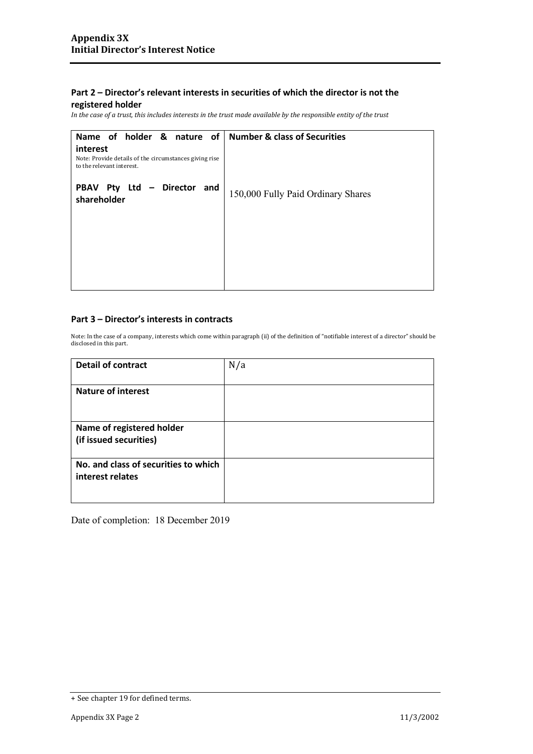## Part 2 – Director's relevant interests in securities of which the director is not the registered holder

*In the case of a trust, this includes interests in the trust made available by the responsible entity of the trust*

| Name of holder & nature of interest<br>Note: Provide details of the circumstances giving rise to the relevant interest. | Number & class of Securities |
|---|---|
| **PBAV Pty Ltd – Director and shareholder** | 150,000 Fully Paid Ordinary Shares |

## Part 3 – Director's interests in contracts

Note: In the case of a company, interests which come within paragraph (ii) of the definition of "notifiable interest of a director" should be disclosed in this part.

| | |
|---|---|
| **Detail of contract** | N/a |
| **Nature of interest** | |
| **Name of registered holder (if issued securities)** | |
| **No. and class of securities to which interest relates** | |

Date of completion: 18 December 2019

+ See chapter 19 for defined terms.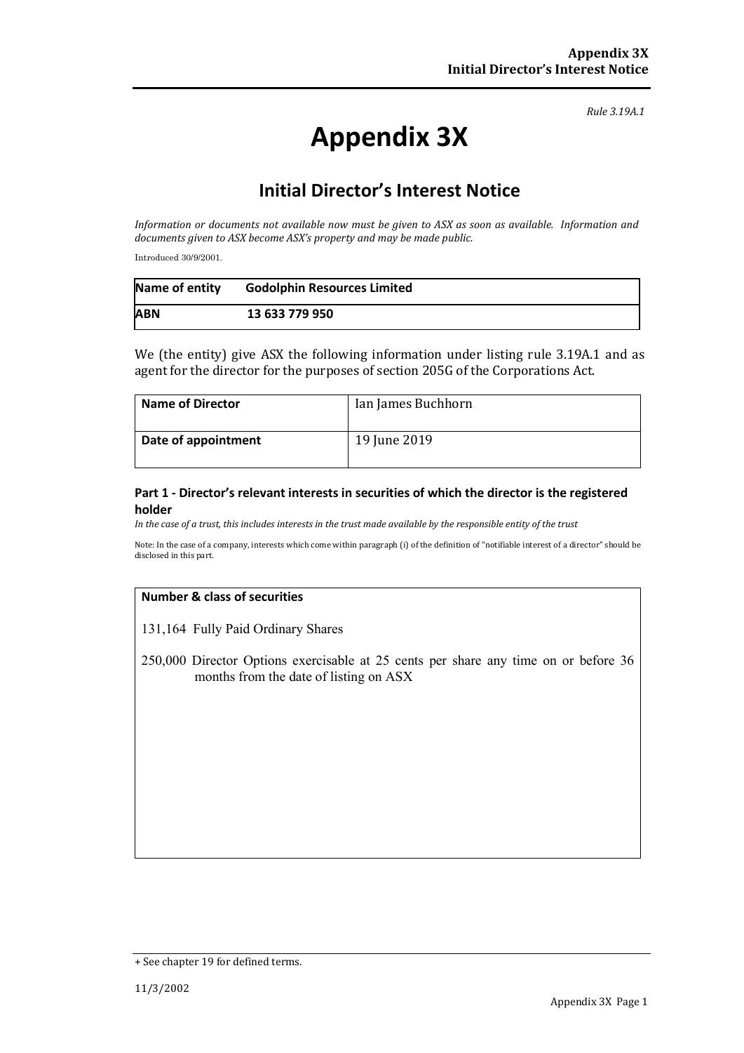*Rule 3.19A.1*

# Appendix 3X

## Initial Director's Interest Notice

*Information or documents not available now must be given to ASX as soon as available. Information and documents given to ASX become ASX's property and may be made public.*

Introduced 30/9/2001.

| **Name of entity** | **Godolphin Resources Limited** |
|---|---|
| **ABN** | **13 633 779 950** |

We (the entity) give ASX the following information under listing rule 3.19A.1 and as agent for the director for the purposes of section 205G of the Corporations Act.

| **Name of Director** | Ian James Buchhorn |
|---|---|
| **Date of appointment** | 19 June 2019 |

### Part 1 - Director's relevant interests in securities of which the director is the registered holder

*In the case of a trust, this includes interests in the trust made available by the responsible entity of the trust*

Note: In the case of a company, interests which come within paragraph (i) of the definition of "notifiable interest of a director" should be disclosed in this part.

| **Number & class of securities** |
|---|
| 131,164 Fully Paid Ordinary Shares<br><br>250,000 Director Options exercisable at 25 cents per share any time on or before 36 months from the date of listing on ASX |

+ See chapter 19 for defined terms.

11/3/2002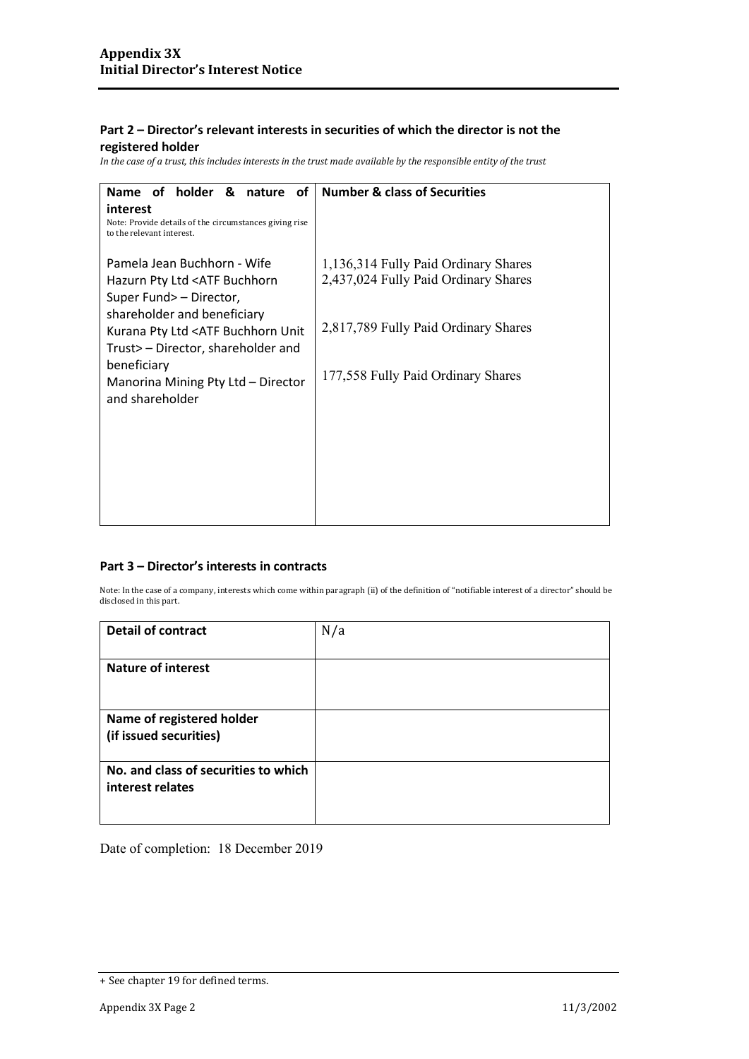## Part 2 – Director's relevant interests in securities of which the director is not the registered holder

*In the case of a trust, this includes interests in the trust made available by the responsible entity of the trust*

| **Name of holder & nature of interest**<br>Note: Provide details of the circumstances giving rise to the relevant interest. | **Number & class of Securities** |
|---|---|
| Pamela Jean Buchhorn - Wife | 1,136,314 Fully Paid Ordinary Shares |
| Hazurn Pty Ltd <ATF Buchhorn Super Fund> – Director, shareholder and beneficiary | 2,437,024 Fully Paid Ordinary Shares |
| Kurana Pty Ltd <ATF Buchhorn Unit Trust> – Director, shareholder and beneficiary | 2,817,789 Fully Paid Ordinary Shares |
| Manorina Mining Pty Ltd – Director and shareholder | 177,558 Fully Paid Ordinary Shares |

## Part 3 – Director's interests in contracts

Note: In the case of a company, interests which come within paragraph (ii) of the definition of "notifiable interest of a director" should be disclosed in this part.

| | |
|---|---|
| **Detail of contract** | N/a |
| **Nature of interest** | |
| **Name of registered holder (if issued securities)** | |
| **No. and class of securities to which interest relates** | |

Date of completion: 18 December 2019

+ See chapter 19 for defined terms.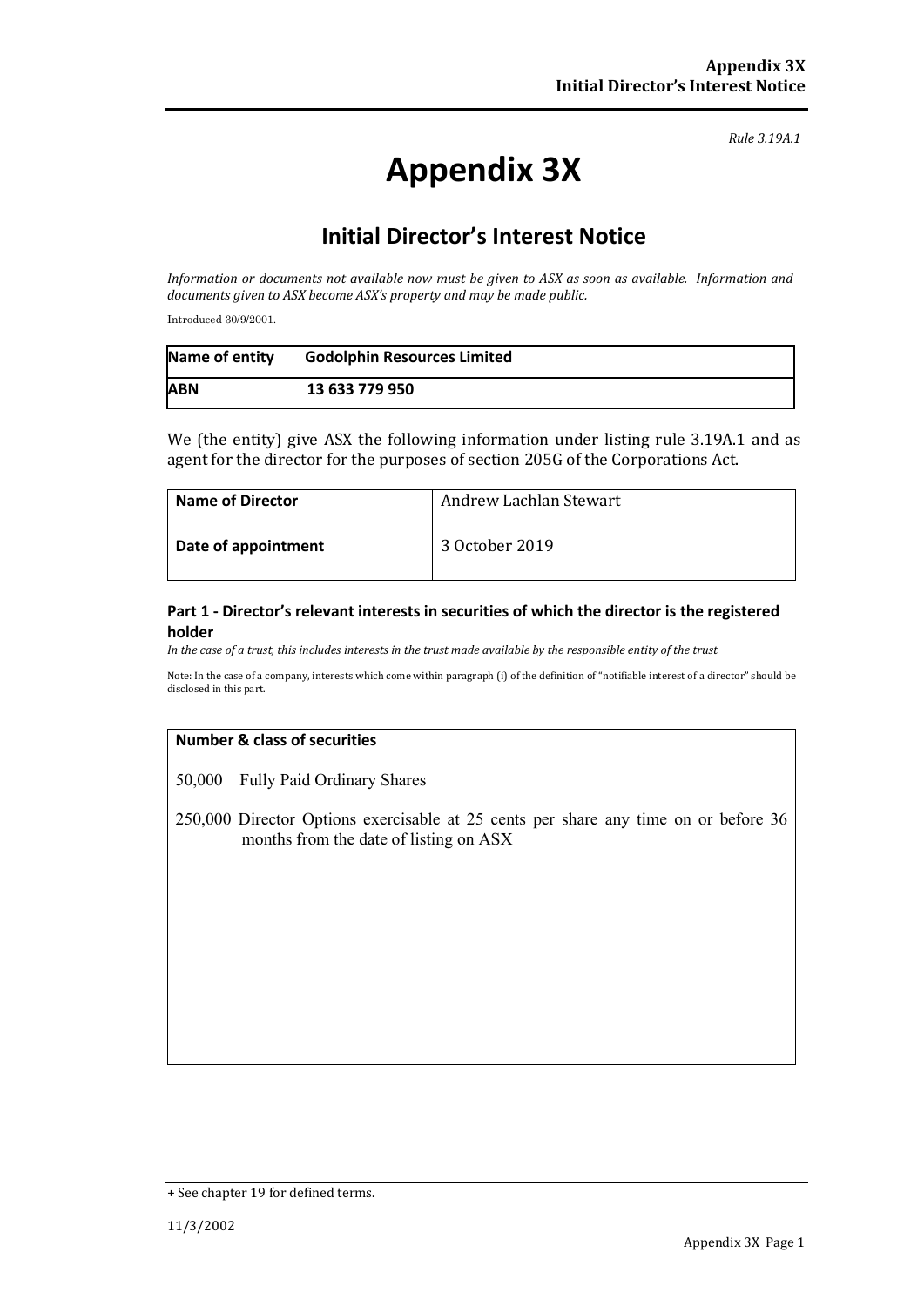*Rule 3.19A.1*

# Appendix 3X

## Initial Director's Interest Notice

*Information or documents not available now must be given to ASX as soon as available. Information and documents given to ASX become ASX's property and may be made public.*

Introduced 30/9/2001.

| **Name of entity** | **Godolphin Resources Limited** |
|---|---|
| **ABN** | **13 633 779 950** |

We (the entity) give ASX the following information under listing rule 3.19A.1 and as agent for the director for the purposes of section 205G of the Corporations Act.

| **Name of Director** | Andrew Lachlan Stewart |
|---|---|
| **Date of appointment** | 3 October 2019 |

### Part 1 - Director's relevant interests in securities of which the director is the registered holder

*In the case of a trust, this includes interests in the trust made available by the responsible entity of the trust*

Note: In the case of a company, interests which come within paragraph (i) of the definition of "notifiable interest of a director" should be disclosed in this part.

| **Number & class of securities** |
|---|
| 50,000 Fully Paid Ordinary Shares<br><br>250,000 Director Options exercisable at 25 cents per share any time on or before 36 months from the date of listing on ASX |

+ See chapter 19 for defined terms.

11/3/2002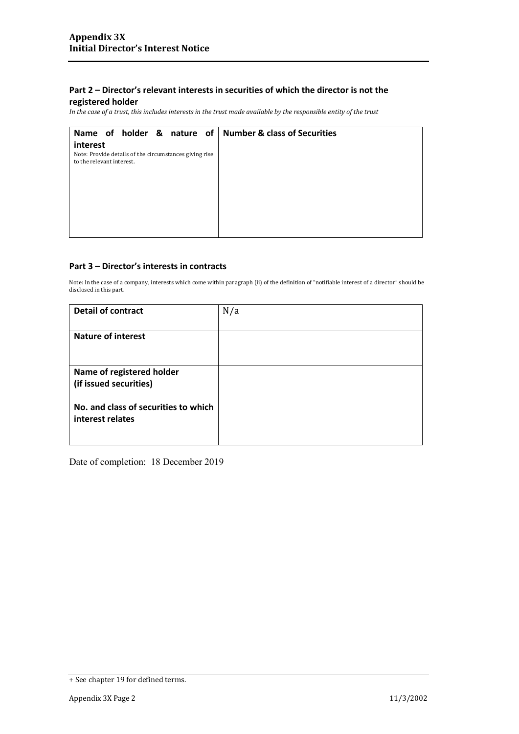## Part 2 – Director's relevant interests in securities of which the director is not the registered holder

*In the case of a trust, this includes interests in the trust made available by the responsible entity of the trust*

| Name of holder & nature of interest<br>Note: Provide details of the circumstances giving rise to the relevant interest. | Number & class of Securities |
|---|---|
| | |

## Part 3 – Director's interests in contracts

Note: In the case of a company, interests which come within paragraph (ii) of the definition of "notifiable interest of a director" should be disclosed in this part.

| | |
|---|---|
| **Detail of contract** | N/a |
| **Nature of interest** | |
| **Name of registered holder (if issued securities)** | |
| **No. and class of securities to which interest relates** | |

Date of completion: 18 December 2019

+ See chapter 19 for defined terms.